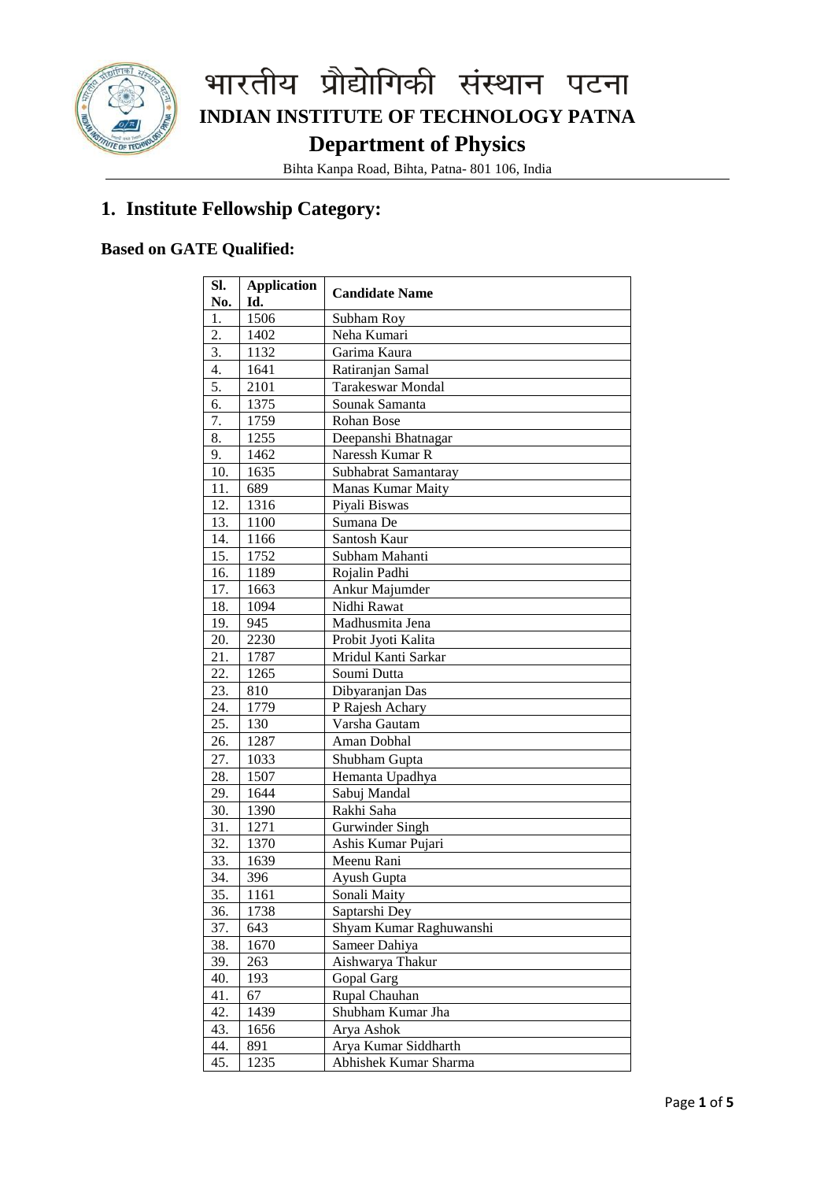# भारतीय प्रौद्योगिकी संस्थान पटना

## INDIAN INSTITUTE OF TECHNOLOGY PATNA

## Department of Physics

Bihta Kanpa Road, Bihta, Patna- 801 106, India

## 1. Institute Fellowship Category:

### Based on GATE Qualified:

| Sl. No. | Application Id. | Candidate Name |
|---|---|---|
| 1. | 1506 | Subham Roy |
| 2. | 1402 | Neha Kumari |
| 3. | 1132 | Garima Kaura |
| 4. | 1641 | Ratiranjan Samal |
| 5. | 2101 | Tarakeswar Mondal |
| 6. | 1375 | Sounak Samanta |
| 7. | 1759 | Rohan Bose |
| 8. | 1255 | Deepanshi Bhatnagar |
| 9. | 1462 | Naressh Kumar R |
| 10. | 1635 | Subhabrat Samantaray |
| 11. | 689 | Manas Kumar Maity |
| 12. | 1316 | Piyali Biswas |
| 13. | 1100 | Sumana De |
| 14. | 1166 | Santosh Kaur |
| 15. | 1752 | Subham Mahanti |
| 16. | 1189 | Rojalin Padhi |
| 17. | 1663 | Ankur Majumder |
| 18. | 1094 | Nidhi Rawat |
| 19. | 945 | Madhusmita Jena |
| 20. | 2230 | Probit Jyoti Kalita |
| 21. | 1787 | Mridul Kanti Sarkar |
| 22. | 1265 | Soumi Dutta |
| 23. | 810 | Dibyaranjan Das |
| 24. | 1779 | P Rajesh Achary |
| 25. | 130 | Varsha Gautam |
| 26. | 1287 | Aman Dobhal |
| 27. | 1033 | Shubham Gupta |
| 28. | 1507 | Hemanta Upadhya |
| 29. | 1644 | Sabuj Mandal |
| 30. | 1390 | Rakhi Saha |
| 31. | 1271 | Gurwinder Singh |
| 32. | 1370 | Ashis Kumar Pujari |
| 33. | 1639 | Meenu Rani |
| 34. | 396 | Ayush Gupta |
| 35. | 1161 | Sonali Maity |
| 36. | 1738 | Saptarshi Dey |
| 37. | 643 | Shyam Kumar Raghuwanshi |
| 38. | 1670 | Sameer Dahiya |
| 39. | 263 | Aishwarya Thakur |
| 40. | 193 | Gopal Garg |
| 41. | 67 | Rupal Chauhan |
| 42. | 1439 | Shubham Kumar Jha |
| 43. | 1656 | Arya Ashok |
| 44. | 891 | Arya Kumar Siddharth |
| 45. | 1235 | Abhishek Kumar Sharma |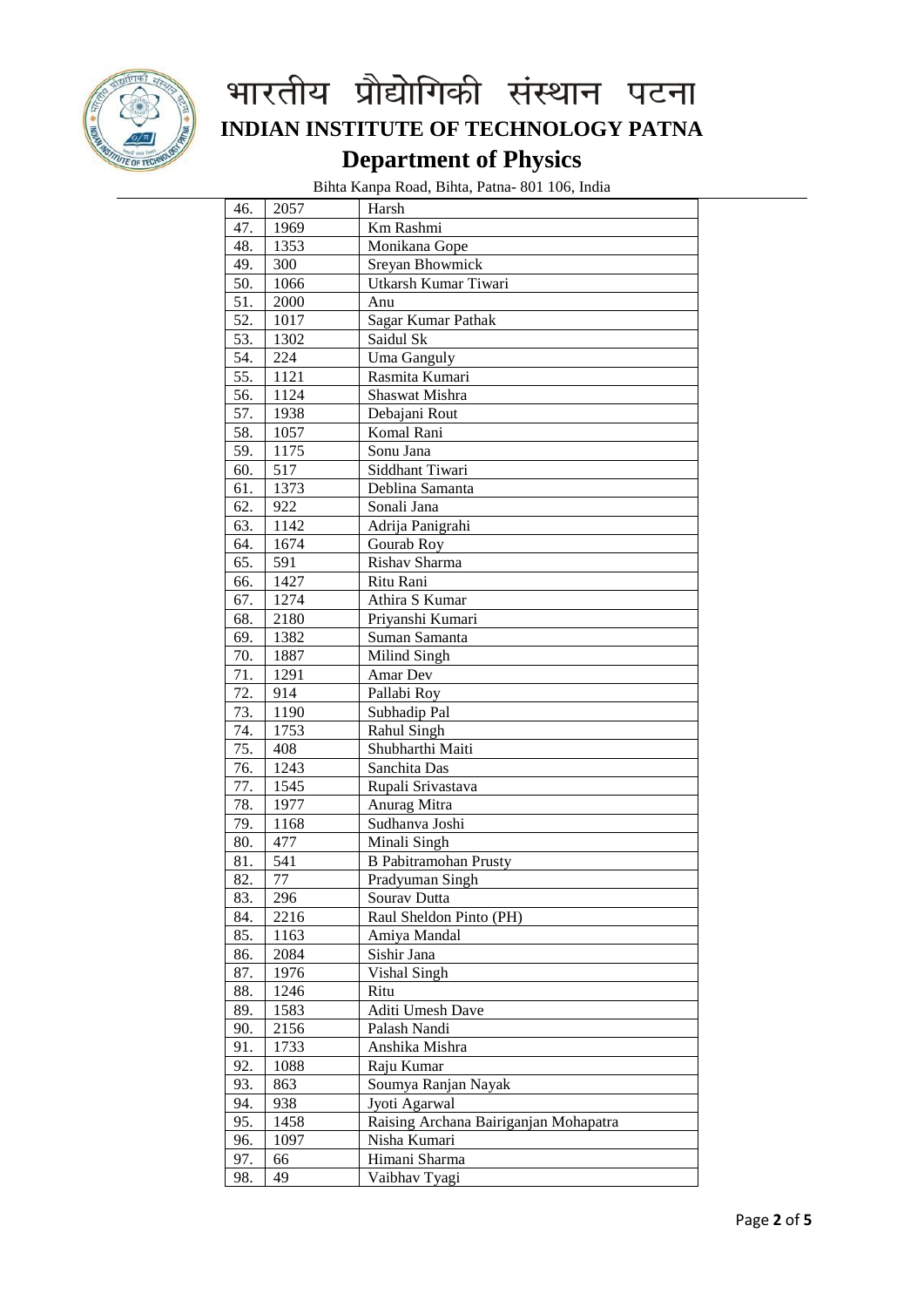# भारतीय प्रौद्योगिकी संस्थान पटना

## INDIAN INSTITUTE OF TECHNOLOGY PATNA

## Department of Physics

Bihta Kanpa Road, Bihta, Patna- 801 106, India

| | | |
|---|---|---|
| 46. | 2057 | Harsh |
| 47. | 1969 | Km Rashmi |
| 48. | 1353 | Monikana Gope |
| 49. | 300 | Sreyan Bhowmick |
| 50. | 1066 | Utkarsh Kumar Tiwari |
| 51. | 2000 | Anu |
| 52. | 1017 | Sagar Kumar Pathak |
| 53. | 1302 | Saidul Sk |
| 54. | 224 | Uma Ganguly |
| 55. | 1121 | Rasmita Kumari |
| 56. | 1124 | Shaswat Mishra |
| 57. | 1938 | Debajani Rout |
| 58. | 1057 | Komal Rani |
| 59. | 1175 | Sonu Jana |
| 60. | 517 | Siddhant Tiwari |
| 61. | 1373 | Deblina Samanta |
| 62. | 922 | Sonali Jana |
| 63. | 1142 | Adrija Panigrahi |
| 64. | 1674 | Gourab Roy |
| 65. | 591 | Rishav Sharma |
| 66. | 1427 | Ritu Rani |
| 67. | 1274 | Athira S Kumar |
| 68. | 2180 | Priyanshi Kumari |
| 69. | 1382 | Suman Samanta |
| 70. | 1887 | Milind Singh |
| 71. | 1291 | Amar Dev |
| 72. | 914 | Pallabi Roy |
| 73. | 1190 | Subhadip Pal |
| 74. | 1753 | Rahul Singh |
| 75. | 408 | Shubharthi Maiti |
| 76. | 1243 | Sanchita Das |
| 77. | 1545 | Rupali Srivastava |
| 78. | 1977 | Anurag Mitra |
| 79. | 1168 | Sudhanva Joshi |
| 80. | 477 | Minali Singh |
| 81. | 541 | B Pabitramohan Prusty |
| 82. | 77 | Pradyuman Singh |
| 83. | 296 | Sourav Dutta |
| 84. | 2216 | Raul Sheldon Pinto (PH) |
| 85. | 1163 | Amiya Mandal |
| 86. | 2084 | Sishir Jana |
| 87. | 1976 | Vishal Singh |
| 88. | 1246 | Ritu |
| 89. | 1583 | Aditi Umesh Dave |
| 90. | 2156 | Palash Nandi |
| 91. | 1733 | Anshika Mishra |
| 92. | 1088 | Raju Kumar |
| 93. | 863 | Soumya Ranjan Nayak |
| 94. | 938 | Jyoti Agarwal |
| 95. | 1458 | Raising Archana Bairiganjan Mohapatra |
| 96. | 1097 | Nisha Kumari |
| 97. | 66 | Himani Sharma |
| 98. | 49 | Vaibhav Tyagi |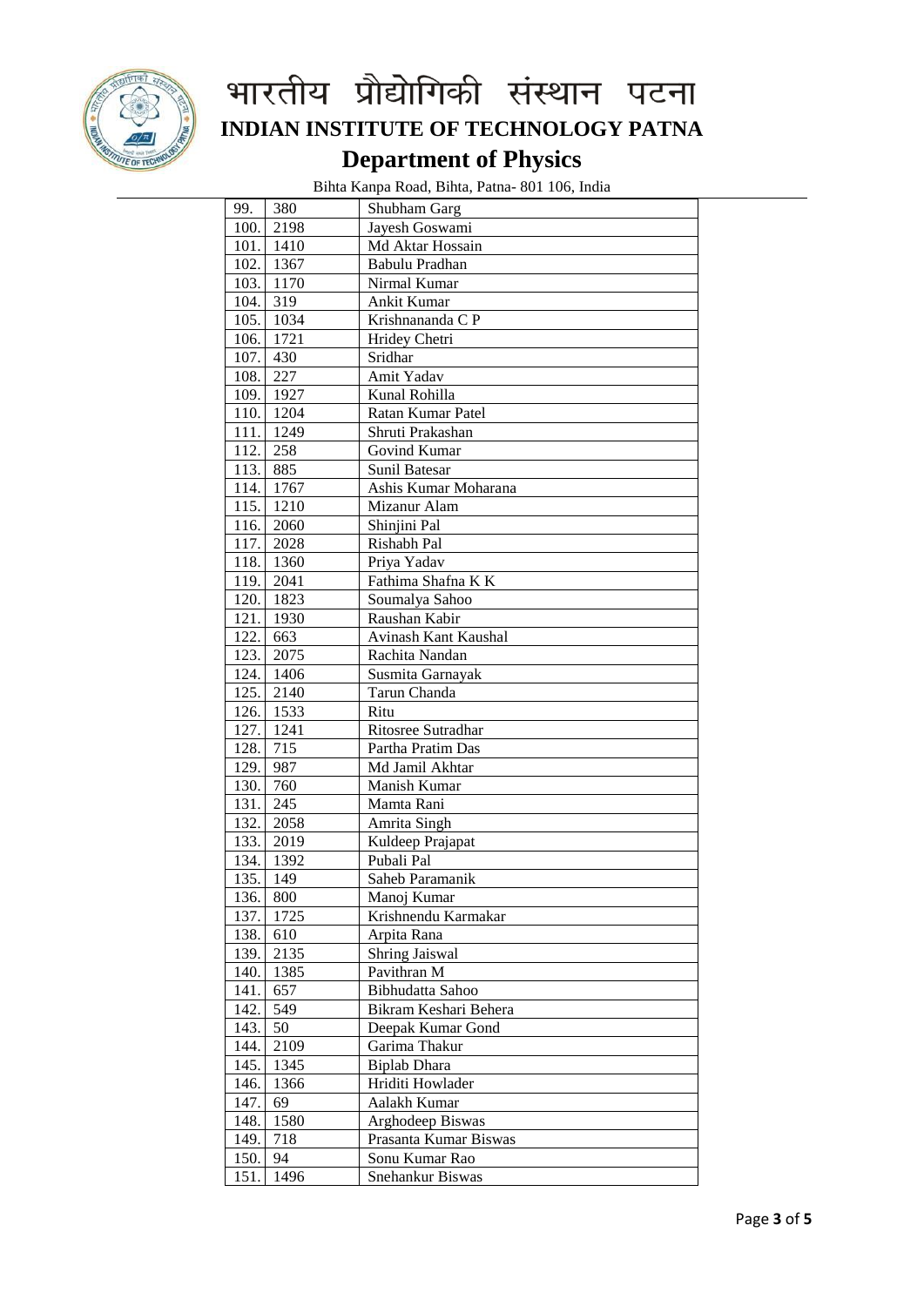# भारतीय प्रौद्योगिकी संस्थान पटना

## INDIAN INSTITUTE OF TECHNOLOGY PATNA

## Department of Physics

Bihta Kanpa Road, Bihta, Patna- 801 106, India

| | | |
|---|---|---|
| 99. | 380 | Shubham Garg |
| 100. | 2198 | Jayesh Goswami |
| 101. | 1410 | Md Aktar Hossain |
| 102. | 1367 | Babulu Pradhan |
| 103. | 1170 | Nirmal Kumar |
| 104. | 319 | Ankit Kumar |
| 105. | 1034 | Krishnananda C P |
| 106. | 1721 | Hridey Chetri |
| 107. | 430 | Sridhar |
| 108. | 227 | Amit Yadav |
| 109. | 1927 | Kunal Rohilla |
| 110. | 1204 | Ratan Kumar Patel |
| 111. | 1249 | Shruti Prakashan |
| 112. | 258 | Govind Kumar |
| 113. | 885 | Sunil Batesar |
| 114. | 1767 | Ashis Kumar Moharana |
| 115. | 1210 | Mizanur Alam |
| 116. | 2060 | Shinjini Pal |
| 117. | 2028 | Rishabh Pal |
| 118. | 1360 | Priya Yadav |
| 119. | 2041 | Fathima Shafna K K |
| 120. | 1823 | Soumalya Sahoo |
| 121. | 1930 | Raushan Kabir |
| 122. | 663 | Avinash Kant Kaushal |
| 123. | 2075 | Rachita Nandan |
| 124. | 1406 | Susmita Garnayak |
| 125. | 2140 | Tarun Chanda |
| 126. | 1533 | Ritu |
| 127. | 1241 | Ritosree Sutradhar |
| 128. | 715 | Partha Pratim Das |
| 129. | 987 | Md Jamil Akhtar |
| 130. | 760 | Manish Kumar |
| 131. | 245 | Mamta Rani |
| 132. | 2058 | Amrita Singh |
| 133. | 2019 | Kuldeep Prajapat |
| 134. | 1392 | Pubali Pal |
| 135. | 149 | Saheb Paramanik |
| 136. | 800 | Manoj Kumar |
| 137. | 1725 | Krishnendu Karmakar |
| 138. | 610 | Arpita Rana |
| 139. | 2135 | Shring Jaiswal |
| 140. | 1385 | Pavithran M |
| 141. | 657 | Bibhudatta Sahoo |
| 142. | 549 | Bikram Keshari Behera |
| 143. | 50 | Deepak Kumar Gond |
| 144. | 2109 | Garima Thakur |
| 145. | 1345 | Biplab Dhara |
| 146. | 1366 | Hriditi Howlader |
| 147. | 69 | Aalakh Kumar |
| 148. | 1580 | Arghodeep Biswas |
| 149. | 718 | Prasanta Kumar Biswas |
| 150. | 94 | Sonu Kumar Rao |
| 151. | 1496 | Snehankur Biswas |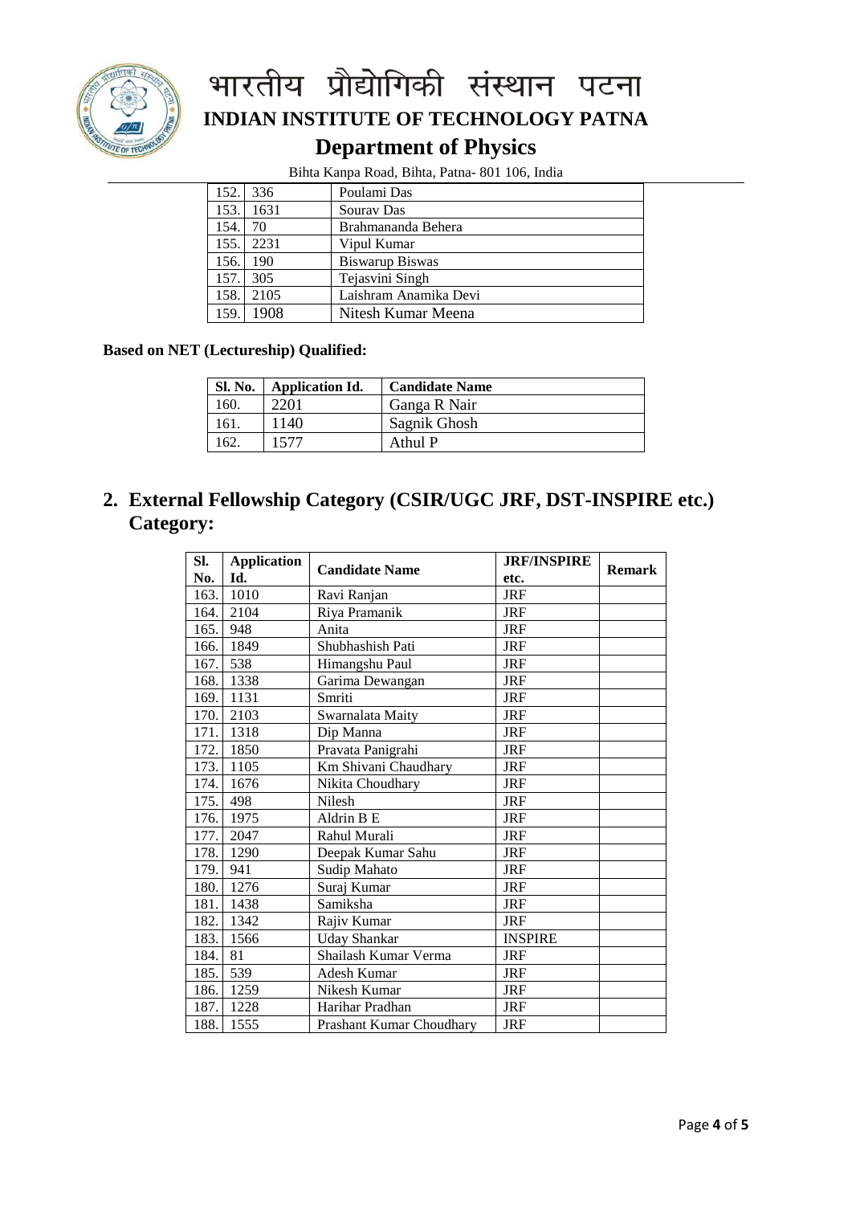# भारतीय प्रौद्योगिकी संस्थान पटना

# INDIAN INSTITUTE OF TECHNOLOGY PATNA

## Department of Physics

Bihta Kanpa Road, Bihta, Patna- 801 106, India

| | | |
|---|---|---|
| 152. | 336 | Poulami Das |
| 153. | 1631 | Sourav Das |
| 154. | 70 | Brahmananda Behera |
| 155. | 2231 | Vipul Kumar |
| 156. | 190 | Biswarup Biswas |
| 157. | 305 | Tejasvini Singh |
| 158. | 2105 | Laishram Anamika Devi |
| 159. | 1908 | Nitesh Kumar Meena |

**Based on NET (Lectureship) Qualified:**

| Sl. No. | Application Id. | Candidate Name |
|---|---|---|
| 160. | 2201 | Ganga R Nair |
| 161. | 1140 | Sagnik Ghosh |
| 162. | 1577 | Athul P |

## 2. External Fellowship Category (CSIR/UGC JRF, DST-INSPIRE etc.) Category:

| Sl. No. | Application Id. | Candidate Name | JRF/INSPIRE etc. | Remark |
|---|---|---|---|---|
| 163. | 1010 | Ravi Ranjan | JRF | |
| 164. | 2104 | Riya Pramanik | JRF | |
| 165. | 948 | Anita | JRF | |
| 166. | 1849 | Shubhashish Pati | JRF | |
| 167. | 538 | Himangshu Paul | JRF | |
| 168. | 1338 | Garima Dewangan | JRF | |
| 169. | 1131 | Smriti | JRF | |
| 170. | 2103 | Swarnalata Maity | JRF | |
| 171. | 1318 | Dip Manna | JRF | |
| 172. | 1850 | Pravata Panigrahi | JRF | |
| 173. | 1105 | Km Shivani Chaudhary | JRF | |
| 174. | 1676 | Nikita Choudhary | JRF | |
| 175. | 498 | Nilesh | JRF | |
| 176. | 1975 | Aldrin B E | JRF | |
| 177. | 2047 | Rahul Murali | JRF | |
| 178. | 1290 | Deepak Kumar Sahu | JRF | |
| 179. | 941 | Sudip Mahato | JRF | |
| 180. | 1276 | Suraj Kumar | JRF | |
| 181. | 1438 | Samiksha | JRF | |
| 182. | 1342 | Rajiv Kumar | JRF | |
| 183. | 1566 | Uday Shankar | INSPIRE | |
| 184. | 81 | Shailash Kumar Verma | JRF | |
| 185. | 539 | Adesh Kumar | JRF | |
| 186. | 1259 | Nikesh Kumar | JRF | |
| 187. | 1228 | Harihar Pradhan | JRF | |
| 188. | 1555 | Prashant Kumar Choudhary | JRF | |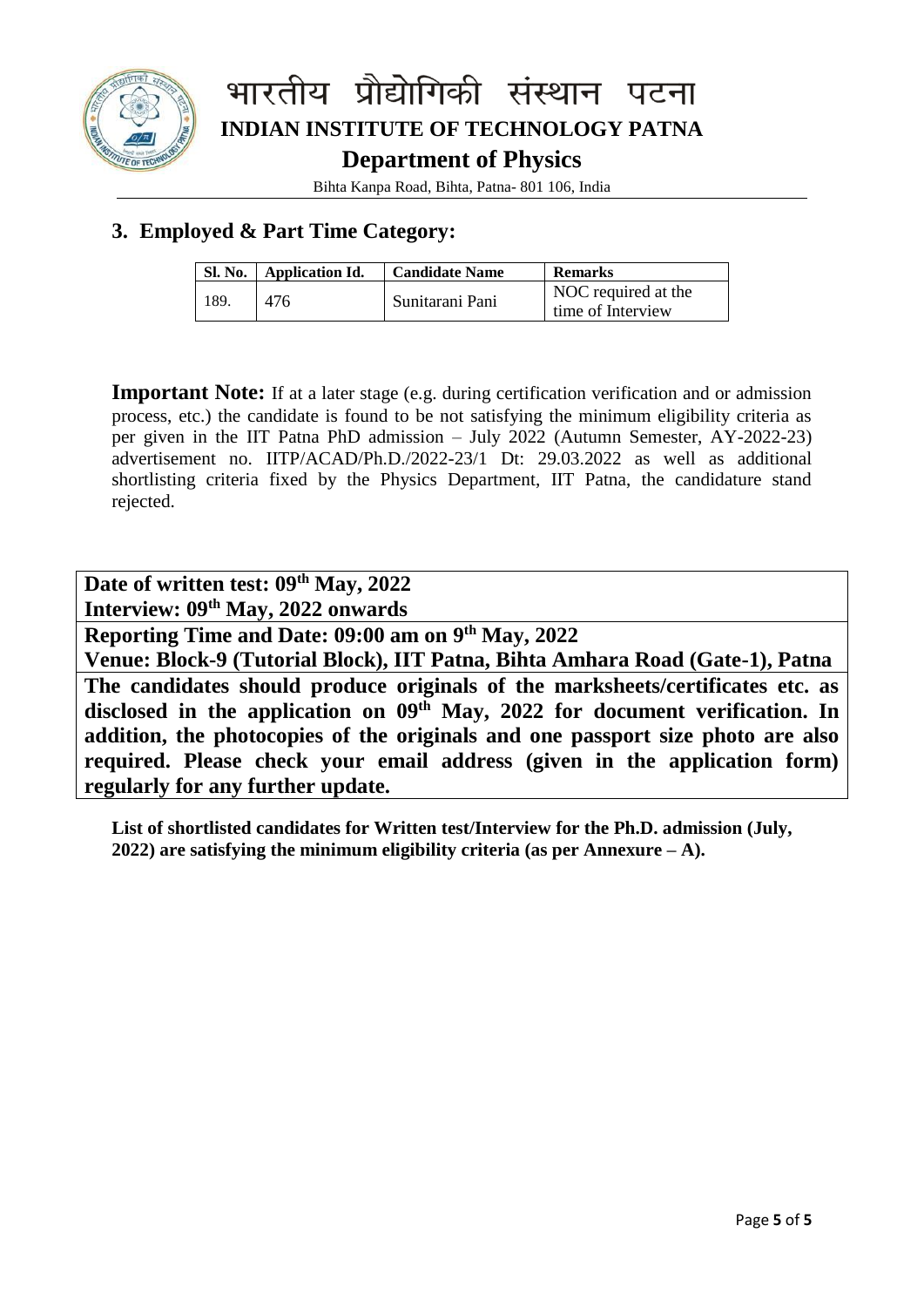भारतीय प्रौद्योगिकी संस्थान पटना

**INDIAN INSTITUTE OF TECHNOLOGY PATNA**

**Department of Physics**

Bihta Kanpa Road, Bihta, Patna- 801 106, India

## 3. Employed & Part Time Category:

| Sl. No. | Application Id. | Candidate Name | Remarks |
|---|---|---|---|
| 189. | 476 | Sunitarani Pani | NOC required at the time of Interview |

**Important Note:** If at a later stage (e.g. during certification verification and or admission process, etc.) the candidate is found to be not satisfying the minimum eligibility criteria as per given in the IIT Patna PhD admission – July 2022 (Autumn Semester, AY-2022-23) advertisement no. IITP/ACAD/Ph.D./2022-23/1 Dt: 29.03.2022 as well as additional shortlisting criteria fixed by the Physics Department, IIT Patna, the candidature stand rejected.

**Date of written test: 09th May, 2022**
**Interview: 09th May, 2022 onwards**

**Reporting Time and Date: 09:00 am on 9th May, 2022**
**Venue: Block-9 (Tutorial Block), IIT Patna, Bihta Amhara Road (Gate-1), Patna**

**The candidates should produce originals of the marksheets/certificates etc. as disclosed in the application on 09th May, 2022 for document verification. In addition, the photocopies of the originals and one passport size photo are also required. Please check your email address (given in the application form) regularly for any further update.**

**List of shortlisted candidates for Written test/Interview for the Ph.D. admission (July, 2022) are satisfying the minimum eligibility criteria (as per Annexure – A).**